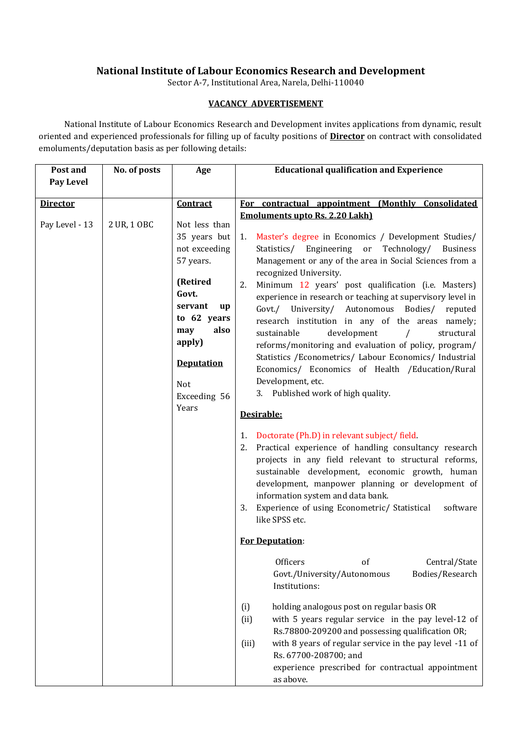# National Institute of Labour Economics Research and Development

Sector A-7, Institutional Area, Narela, Delhi-110040

## VACANCY ADVERTISEMENT

National Institute of Labour Economics Research and Development invites applications from dynamic, result oriented and experienced professionals for filling up of faculty positions of **Director** on contract with consolidated emoluments/deputation basis as per following details:

| Post and Pay Level | No. of posts | Age | Educational qualification and Experience |
|---|---|---|---|
| **Director**<br><br>Pay Level - 13 | 2 UR, 1 OBC | **Contract**<br><br>Not less than 35 years but not exceeding 57 years.<br><br>**(Retired Govt. servant up to 62 years may also apply)**<br><br>**Deputation**<br><br>Not Exceeding 56 Years | **For contractual appointment (Monthly Consolidated Emoluments upto Rs. 2.20 Lakh)**<br><br>1. Master's degree in Economics / Development Studies/ Statistics/ Engineering or Technology/ Business Management or any of the area in Social Sciences from a recognized University.<br>2. Minimum 12 years' post qualification (i.e. Masters) experience in research or teaching at supervisory level in Govt./ University/ Autonomous Bodies/ reputed research institution in any of the areas namely; sustainable development / structural reforms/monitoring and evaluation of policy, program/ Statistics /Econometrics/ Labour Economics/ Industrial Economics/ Economics of Health /Education/Rural Development, etc.<br>3. Published work of high quality.<br><br>**Desirable:**<br><br>1. Doctorate (Ph.D) in relevant subject/ field.<br>2. Practical experience of handling consultancy research projects in any field relevant to structural reforms, sustainable development, economic growth, human development, manpower planning or development of information system and data bank.<br>3. Experience of using Econometric/ Statistical software like SPSS etc.<br><br>**For Deputation**:<br><br>Officers of Central/State Govt./University/Autonomous Bodies/Research Institutions:<br><br>(i) holding analogous post on regular basis OR<br>(ii) with 5 years regular service in the pay level-12 of Rs.78800-209200 and possessing qualification OR;<br>(iii) with 8 years of regular service in the pay level -11 of Rs. 67700-208700; and<br>experience prescribed for contractual appointment as above. |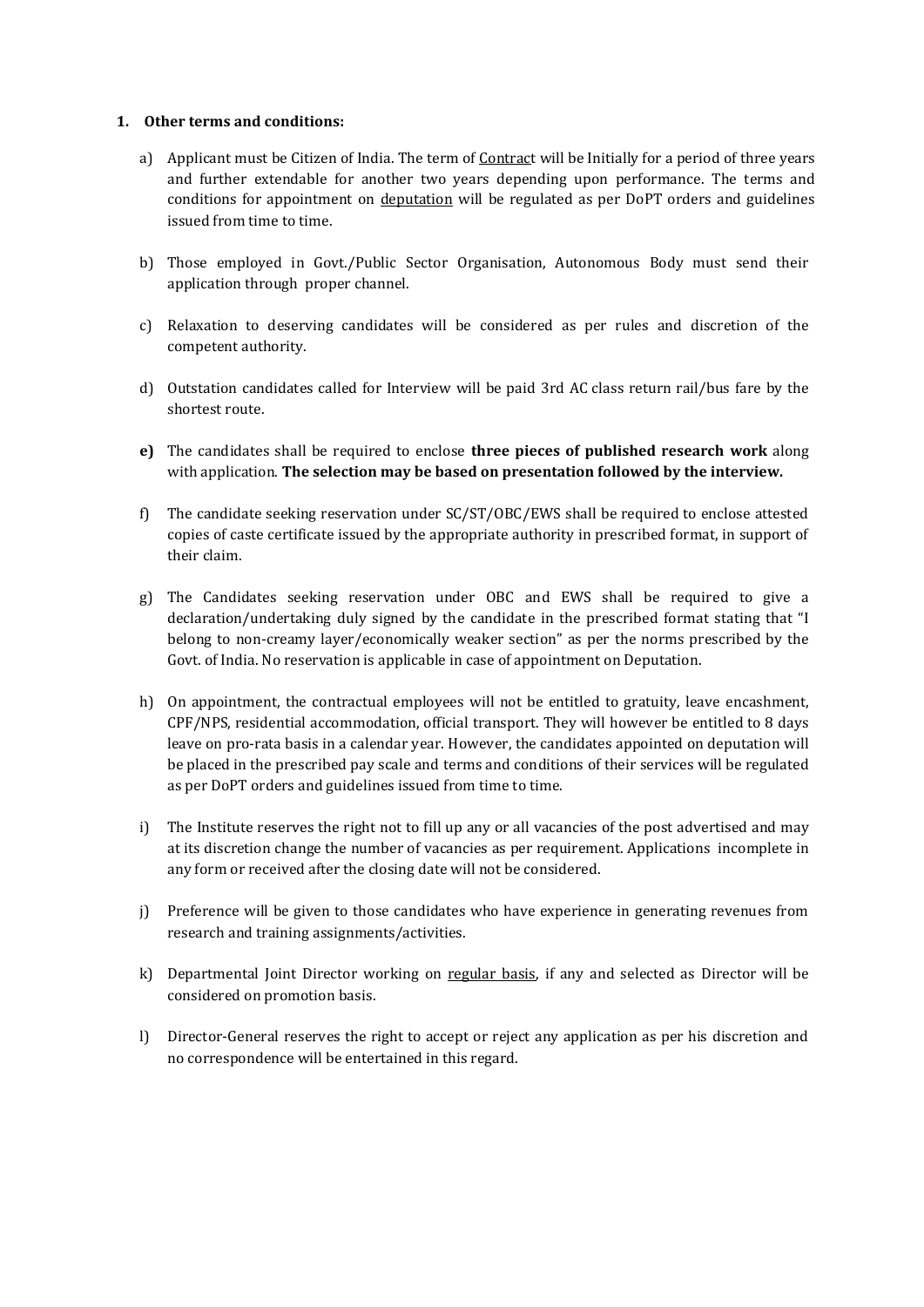1. **Other terms and conditions:**

   a) Applicant must be Citizen of India. The term of Contract will be Initially for a period of three years and further extendable for another two years depending upon performance. The terms and conditions for appointment on deputation will be regulated as per DoPT orders and guidelines issued from time to time.

   b) Those employed in Govt./Public Sector Organisation, Autonomous Body must send their application through proper channel.

   c) Relaxation to deserving candidates will be considered as per rules and discretion of the competent authority.

   d) Outstation candidates called for Interview will be paid 3rd AC class return rail/bus fare by the shortest route.

   **e)** The candidates shall be required to enclose **three pieces of published research work** along with application. **The selection may be based on presentation followed by the interview.**

   f) The candidate seeking reservation under SC/ST/OBC/EWS shall be required to enclose attested copies of caste certificate issued by the appropriate authority in prescribed format, in support of their claim.

   g) The Candidates seeking reservation under OBC and EWS shall be required to give a declaration/undertaking duly signed by the candidate in the prescribed format stating that "I belong to non-creamy layer/economically weaker section" as per the norms prescribed by the Govt. of India. No reservation is applicable in case of appointment on Deputation.

   h) On appointment, the contractual employees will not be entitled to gratuity, leave encashment, CPF/NPS, residential accommodation, official transport. They will however be entitled to 8 days leave on pro-rata basis in a calendar year. However, the candidates appointed on deputation will be placed in the prescribed pay scale and terms and conditions of their services will be regulated as per DoPT orders and guidelines issued from time to time.

   i) The Institute reserves the right not to fill up any or all vacancies of the post advertised and may at its discretion change the number of vacancies as per requirement. Applications incomplete in any form or received after the closing date will not be considered.

   j) Preference will be given to those candidates who have experience in generating revenues from research and training assignments/activities.

   k) Departmental Joint Director working on regular basis, if any and selected as Director will be considered on promotion basis.

   l) Director-General reserves the right to accept or reject any application as per his discretion and no correspondence will be entertained in this regard.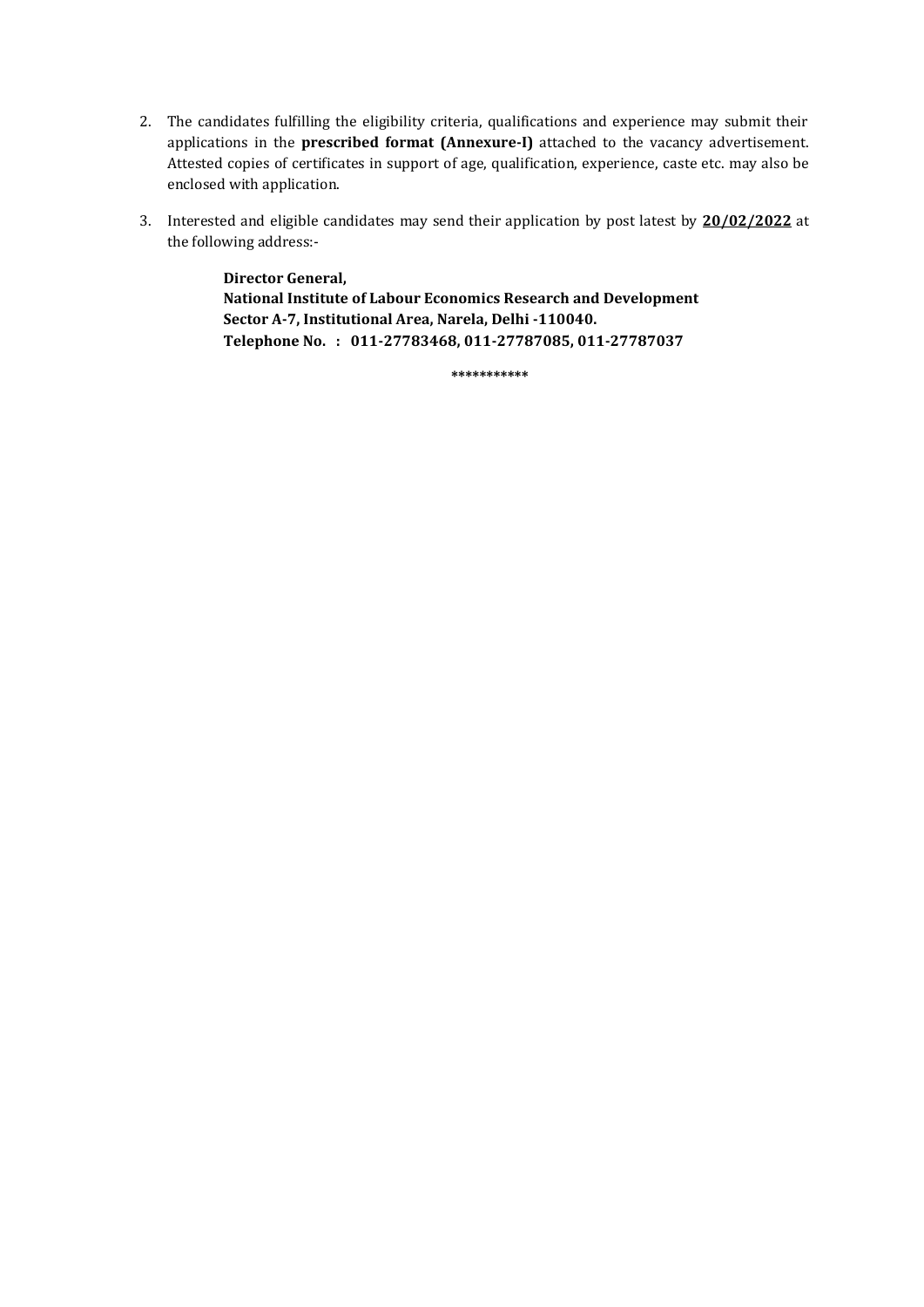2. The candidates fulfilling the eligibility criteria, qualifications and experience may submit their applications in the **prescribed format (Annexure-I)** attached to the vacancy advertisement. Attested copies of certificates in support of age, qualification, experience, caste etc. may also be enclosed with application.

3. Interested and eligible candidates may send their application by post latest by **20/02/2022** at the following address:-

   **Director General,**
   **National Institute of Labour Economics Research and Development**
   **Sector A-7, Institutional Area, Narela, Delhi -110040.**
   **Telephone No. : 011-27783468, 011-27787085, 011-27787037**

***********